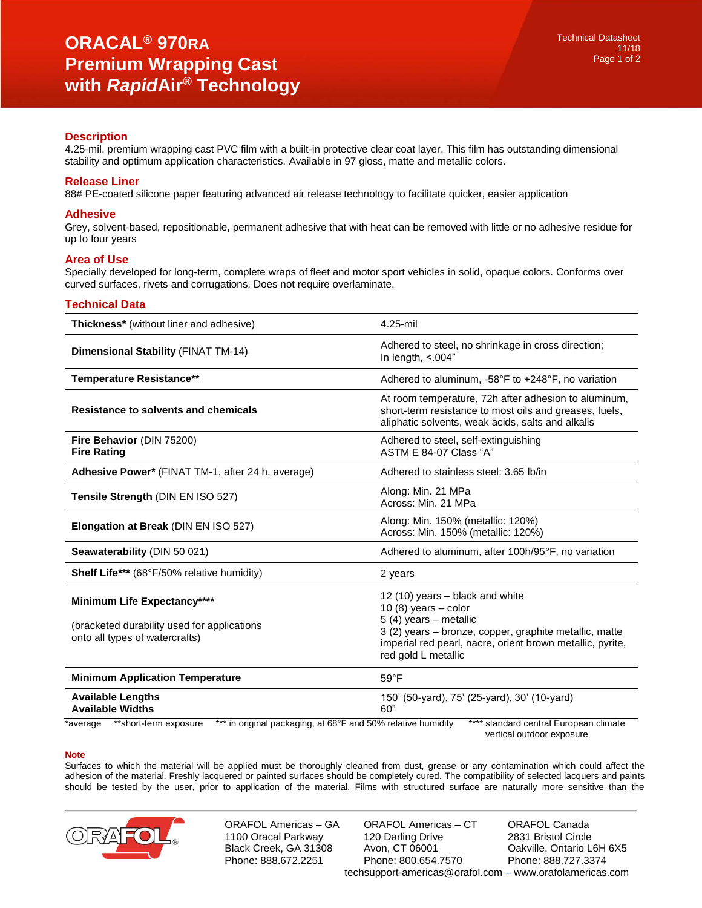# ORACAL® 970RA Premium Wrapping Cast with *Rapid*Air® Technology

## Description

4.25-mil, premium wrapping cast PVC film with a built-in protective clear coat layer. This film has outstanding dimensional stability and optimum application characteristics. Available in 97 gloss, matte and metallic colors.

## Release Liner

88# PE-coated silicone paper featuring advanced air release technology to facilitate quicker, easier application

## Adhesive

Grey, solvent-based, repositionable, permanent adhesive that with heat can be removed with little or no adhesive residue for up to four years

## Area of Use

Specially developed for long-term, complete wraps of fleet and motor sport vehicles in solid, opaque colors. Conforms over curved surfaces, rivets and corrugations. Does not require overlaminate.

## Technical Data

| | |
|---|---|
| **Thickness*** (without liner and adhesive) | 4.25-mil |
| **Dimensional Stability** (FINAT TM-14) | Adhered to steel, no shrinkage in cross direction;<br>In length, <.004” |
| **Temperature Resistance**** | Adhered to aluminum, -58°F to +248°F, no variation |
| **Resistance to solvents and chemicals** | At room temperature, 72h after adhesion to aluminum, short-term resistance to most oils and greases, fuels, aliphatic solvents, weak acids, salts and alkalis |
| **Fire Behavior** (DIN 75200)<br>**Fire Rating** | Adhered to steel, self-extinguishing<br>ASTM E 84-07 Class “A” |
| **Adhesive Power*** (FINAT TM-1, after 24 h, average) | Adhered to stainless steel: 3.65 lb/in |
| **Tensile Strength** (DIN EN ISO 527) | Along: Min. 21 MPa<br>Across: Min. 21 MPa |
| **Elongation at Break** (DIN EN ISO 527) | Along: Min. 150% (metallic: 120%)<br>Across: Min. 150% (metallic: 120%) |
| **Seawaterability** (DIN 50 021) | Adhered to aluminum, after 100h/95°F, no variation |
| **Shelf Life***** (68°F/50% relative humidity) | 2 years |
| **Minimum Life Expectancy******<br><br>(bracketed durability used for applications onto all types of watercrafts) | 12 (10) years – black and white<br>10 (8) years – color<br>5 (4) years – metallic<br>3 (2) years – bronze, copper, graphite metallic, matte imperial red pearl, nacre, orient brown metallic, pyrite, red gold L metallic |
| **Minimum Application Temperature** | 59°F |
| **Available Lengths**<br>**Available Widths** | 150’ (50-yard), 75’ (25-yard), 30’ (10-yard)<br>60” |

*average  **short-term exposure  *** in original packaging, at 68°F and 50% relative humidity  **** standard central European climate vertical outdoor exposure

### Note

Surfaces to which the material will be applied must be thoroughly cleaned from dust, grease or any contamination which could affect the adhesion of the material. Freshly lacquered or painted surfaces should be completely cured. The compatibility of selected lacquers and paints should be tested by the user, prior to application of the material. Films with structured surface are naturally more sensitive than the

ORAFOL Americas – GA
1100 Oracal Parkway
Black Creek, GA 31308
Phone: 888.672.2251

ORAFOL Americas – CT
120 Darling Drive
Avon, CT 06001
Phone: 800.654.7570

ORAFOL Canada
2831 Bristol Circle
Oakville, Ontario L6H 6X5
Phone: 888.727.3374

techsupport-americas@orafol.com – www.orafolamericas.com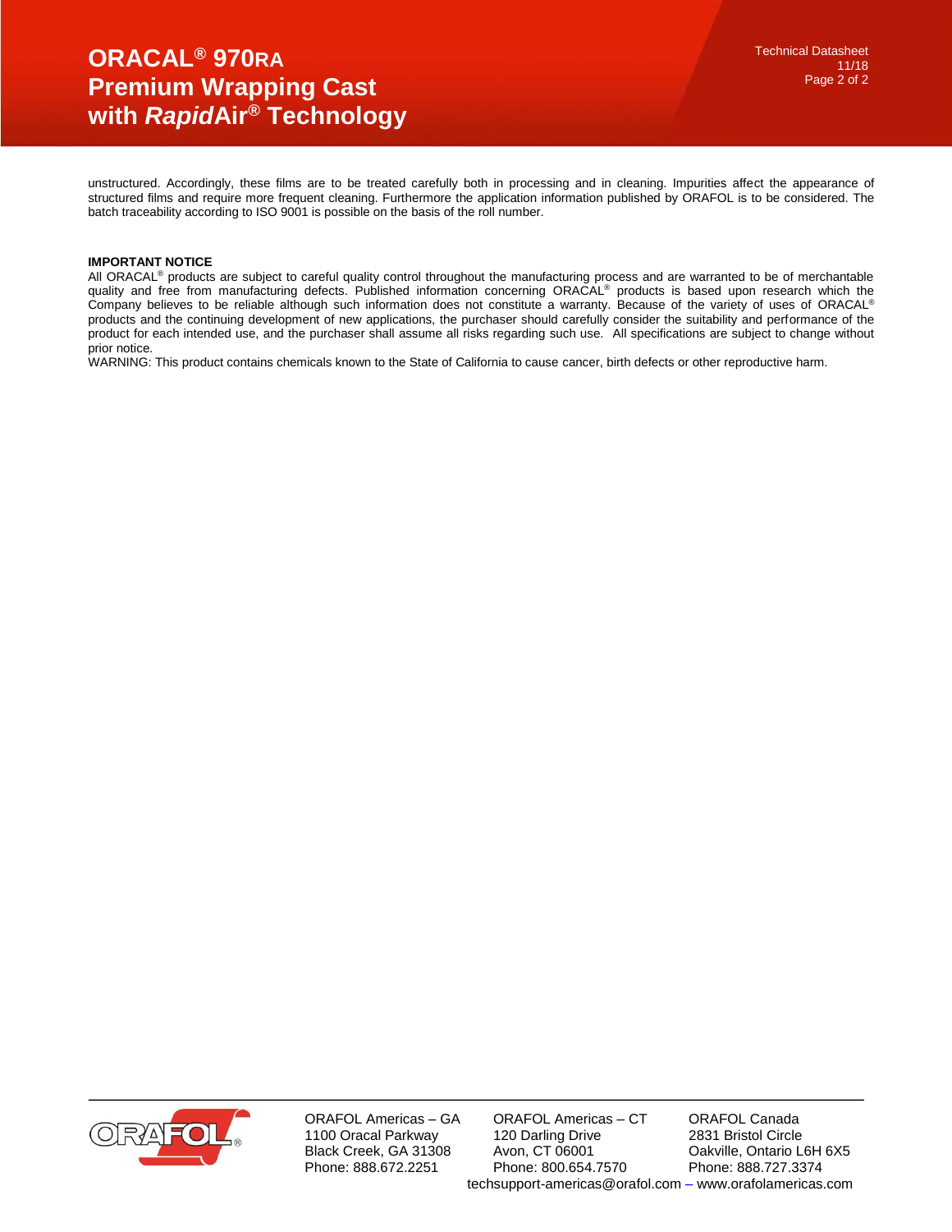unstructured. Accordingly, these films are to be treated carefully both in processing and in cleaning. Impurities affect the appearance of structured films and require more frequent cleaning. Furthermore the application information published by ORAFOL is to be considered. The batch traceability according to ISO 9001 is possible on the basis of the roll number.

**IMPORTANT NOTICE**

All ORACAL® products are subject to careful quality control throughout the manufacturing process and are warranted to be of merchantable quality and free from manufacturing defects. Published information concerning ORACAL® products is based upon research which the Company believes to be reliable although such information does not constitute a warranty. Because of the variety of uses of ORACAL® products and the continuing development of new applications, the purchaser should carefully consider the suitability and performance of the product for each intended use, and the purchaser shall assume all risks regarding such use. All specifications are subject to change without prior notice.

WARNING: This product contains chemicals known to the State of California to cause cancer, birth defects or other reproductive harm.

ORAFOL Americas – GA
1100 Oracal Parkway
Black Creek, GA 31308
Phone: 888.672.2251

ORAFOL Americas – CT
120 Darling Drive
Avon, CT 06001
Phone: 800.654.7570

ORAFOL Canada
2831 Bristol Circle
Oakville, Ontario L6H 6X5
Phone: 888.727.3374

techsupport-americas@orafol.com – www.orafolamericas.com